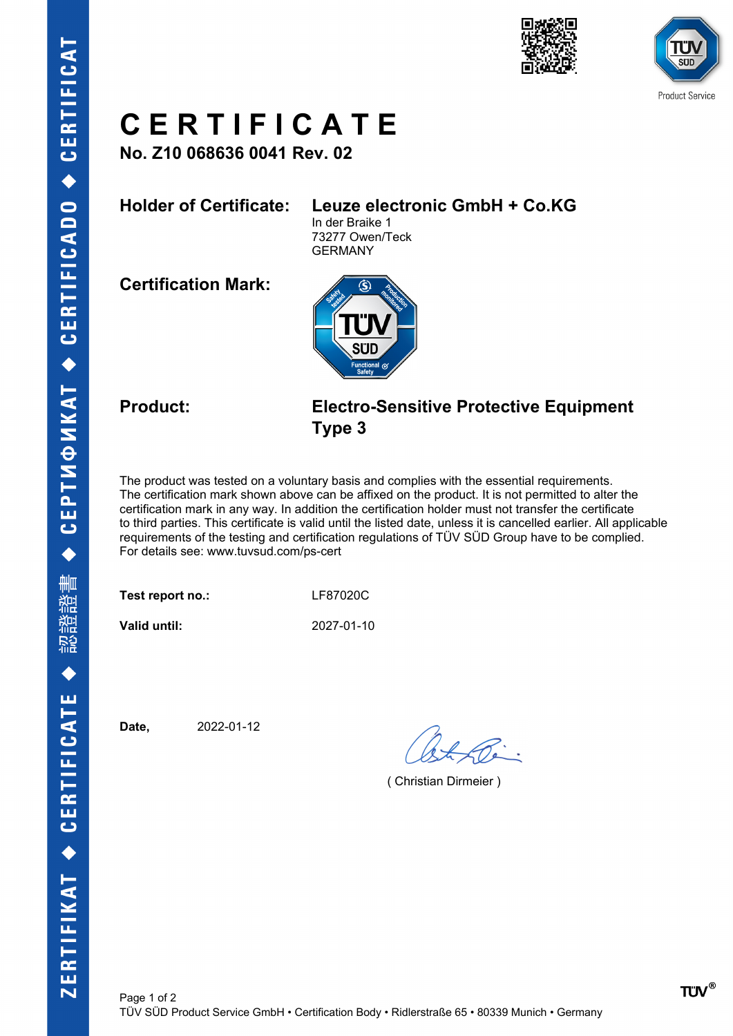# CERTIFICATE

**No. Z10 068636 0041 Rev. 02**

| | |
|---|---|
| **Holder of Certificate:** | **Leuze electronic GmbH + Co.KG**<br>In der Braike 1<br>73277 Owen/Teck<br>GERMANY |
| **Certification Mark:** | |
| **Product:** | **Electro-Sensitive Protective Equipment Type 3** |

The product was tested on a voluntary basis and complies with the essential requirements. The certification mark shown above can be affixed on the product. It is not permitted to alter the certification mark in any way. In addition the certification holder must not transfer the certificate to third parties. This certificate is valid until the listed date, unless it is cancelled earlier. All applicable requirements of the testing and certification regulations of TÜV SÜD Group have to be complied.
For details see: www.tuvsud.com/ps-cert

**Test report no.:** LF87020C

**Valid until:** 2027-01-10

**Date,** 2022-01-12

( Christian Dirmeier )

TÜV SÜD Product Service GmbH • Certification Body • Ridlerstraße 65 • 80339 Munich • Germany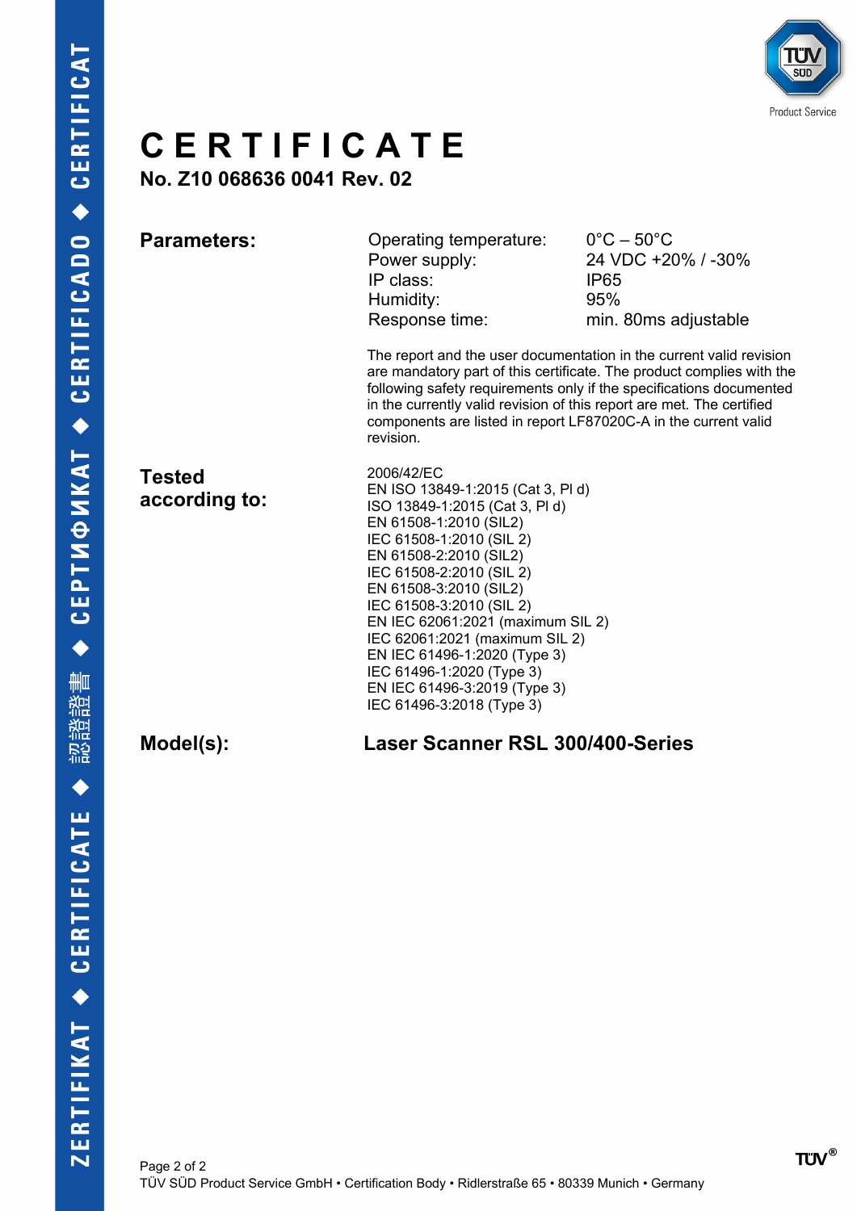# CERTIFICATE

**No. Z10 068636 0041 Rev. 02**

**Parameters:**

| | |
|---|---|
| Operating temperature: | 0°C – 50°C |
| Power supply: | 24 VDC +20% / -30% |
| IP class: | IP65 |
| Humidity: | 95% |
| Response time: | min. 80ms adjustable |

The report and the user documentation in the current valid revision are mandatory part of this certificate. The product complies with the following safety requirements only if the specifications documented in the currently valid revision of this report are met. The certified components are listed in report LF87020C-A in the current valid revision.

**Tested according to:**

2006/42/EC
EN ISO 13849-1:2015 (Cat 3, Pl d)
ISO 13849-1:2015 (Cat 3, Pl d)
EN 61508-1:2010 (SIL2)
IEC 61508-1:2010 (SIL 2)
EN 61508-2:2010 (SIL2)
IEC 61508-2:2010 (SIL 2)
EN 61508-3:2010 (SIL2)
IEC 61508-3:2010 (SIL 2)
EN IEC 62061:2021 (maximum SIL 2)
IEC 62061:2021 (maximum SIL 2)
EN IEC 61496-1:2020 (Type 3)
IEC 61496-1:2020 (Type 3)
EN IEC 61496-3:2019 (Type 3)
IEC 61496-3:2018 (Type 3)

**Model(s):** **Laser Scanner RSL 300/400-Series**

TÜV SÜD Product Service GmbH • Certification Body • Ridlerstraße 65 • 80339 Munich • Germany